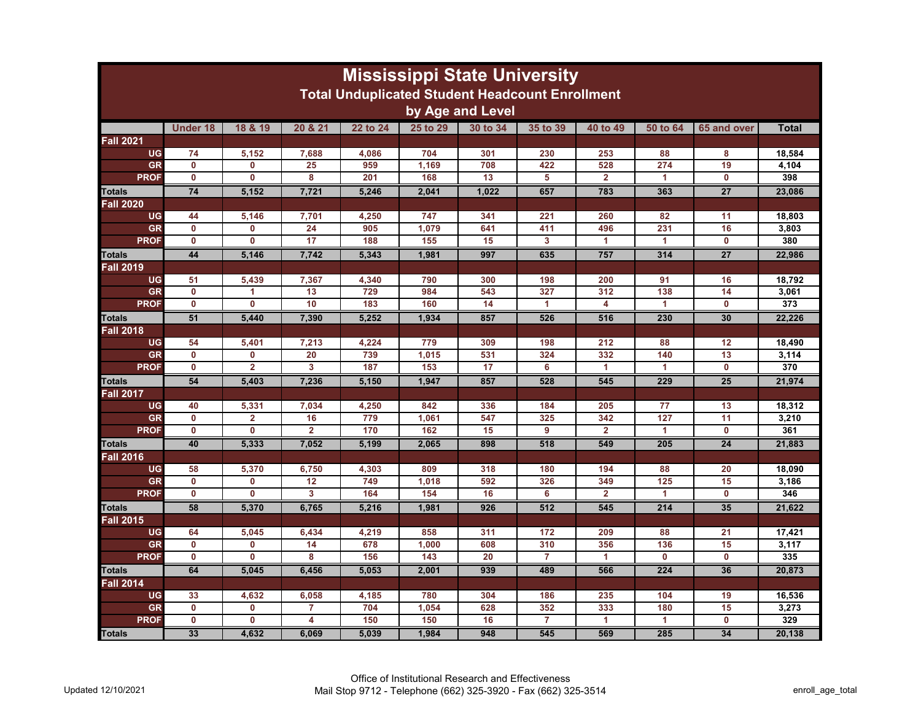# Mississippi State University

## Total Unduplicated Student Headcount Enrollment

### by Age and Level

| | Under 18 | 18 & 19 | 20 & 21 | 22 to 24 | 25 to 29 | 30 to 34 | 35 to 39 | 40 to 49 | 50 to 64 | 65 and over | Total |
|---|---|---|---|---|---|---|---|---|---|---|---|
| **Fall 2021** | | | | | | | | | | | |
| UG | 74 | 5,152 | 7,688 | 4,086 | 704 | 301 | 230 | 253 | 88 | 8 | 18,584 |
| GR | 0 | 0 | 25 | 959 | 1,169 | 708 | 422 | 528 | 274 | 19 | 4,104 |
| PROF | 0 | 0 | 8 | 201 | 168 | 13 | 5 | 2 | 1 | 0 | 398 |
| **Totals** | 74 | 5,152 | 7,721 | 5,246 | 2,041 | 1,022 | 657 | 783 | 363 | 27 | 23,086 |
| **Fall 2020** | | | | | | | | | | | |
| UG | 44 | 5,146 | 7,701 | 4,250 | 747 | 341 | 221 | 260 | 82 | 11 | 18,803 |
| GR | 0 | 0 | 24 | 905 | 1,079 | 641 | 411 | 496 | 231 | 16 | 3,803 |
| PROF | 0 | 0 | 17 | 188 | 155 | 15 | 3 | 1 | 1 | 0 | 380 |
| **Totals** | 44 | 5,146 | 7,742 | 5,343 | 1,981 | 997 | 635 | 757 | 314 | 27 | 22,986 |
| **Fall 2019** | | | | | | | | | | | |
| UG | 51 | 5,439 | 7,367 | 4,340 | 790 | 300 | 198 | 200 | 91 | 16 | 18,792 |
| GR | 0 | 1 | 13 | 729 | 984 | 543 | 327 | 312 | 138 | 14 | 3,061 |
| PROF | 0 | 0 | 10 | 183 | 160 | 14 | 1 | 4 | 1 | 0 | 373 |
| **Totals** | 51 | 5,440 | 7,390 | 5,252 | 1,934 | 857 | 526 | 516 | 230 | 30 | 22,226 |
| **Fall 2018** | | | | | | | | | | | |
| UG | 54 | 5,401 | 7,213 | 4,224 | 779 | 309 | 198 | 212 | 88 | 12 | 18,490 |
| GR | 0 | 0 | 20 | 739 | 1,015 | 531 | 324 | 332 | 140 | 13 | 3,114 |
| PROF | 0 | 2 | 3 | 187 | 153 | 17 | 6 | 1 | 1 | 0 | 370 |
| **Totals** | 54 | 5,403 | 7,236 | 5,150 | 1,947 | 857 | 528 | 545 | 229 | 25 | 21,974 |
| **Fall 2017** | | | | | | | | | | | |
| UG | 40 | 5,331 | 7,034 | 4,250 | 842 | 336 | 184 | 205 | 77 | 13 | 18,312 |
| GR | 0 | 2 | 16 | 779 | 1,061 | 547 | 325 | 342 | 127 | 11 | 3,210 |
| PROF | 0 | 0 | 2 | 170 | 162 | 15 | 9 | 2 | 1 | 0 | 361 |
| **Totals** | 40 | 5,333 | 7,052 | 5,199 | 2,065 | 898 | 518 | 549 | 205 | 24 | 21,883 |
| **Fall 2016** | | | | | | | | | | | |
| UG | 58 | 5,370 | 6,750 | 4,303 | 809 | 318 | 180 | 194 | 88 | 20 | 18,090 |
| GR | 0 | 0 | 12 | 749 | 1,018 | 592 | 326 | 349 | 125 | 15 | 3,186 |
| PROF | 0 | 0 | 3 | 164 | 154 | 16 | 6 | 2 | 1 | 0 | 346 |
| **Totals** | 58 | 5,370 | 6,765 | 5,216 | 1,981 | 926 | 512 | 545 | 214 | 35 | 21,622 |
| **Fall 2015** | | | | | | | | | | | |
| UG | 64 | 5,045 | 6,434 | 4,219 | 858 | 311 | 172 | 209 | 88 | 21 | 17,421 |
| GR | 0 | 0 | 14 | 678 | 1,000 | 608 | 310 | 356 | 136 | 15 | 3,117 |
| PROF | 0 | 0 | 8 | 156 | 143 | 20 | 7 | 1 | 0 | 0 | 335 |
| **Totals** | 64 | 5,045 | 6,456 | 5,053 | 2,001 | 939 | 489 | 566 | 224 | 36 | 20,873 |
| **Fall 2014** | | | | | | | | | | | |
| UG | 33 | 4,632 | 6,058 | 4,185 | 780 | 304 | 186 | 235 | 104 | 19 | 16,536 |
| GR | 0 | 0 | 7 | 704 | 1,054 | 628 | 352 | 333 | 180 | 15 | 3,273 |
| PROF | 0 | 0 | 4 | 150 | 150 | 16 | 7 | 1 | 1 | 0 | 329 |
| **Totals** | 33 | 4,632 | 6,069 | 5,039 | 1,984 | 948 | 545 | 569 | 285 | 34 | 20,138 |

Updated 12/10/2021

Office of Institutional Research and Effectiveness
Mail Stop 9712 - Telephone (662) 325-3920 - Fax (662) 325-3514

enroll_age_total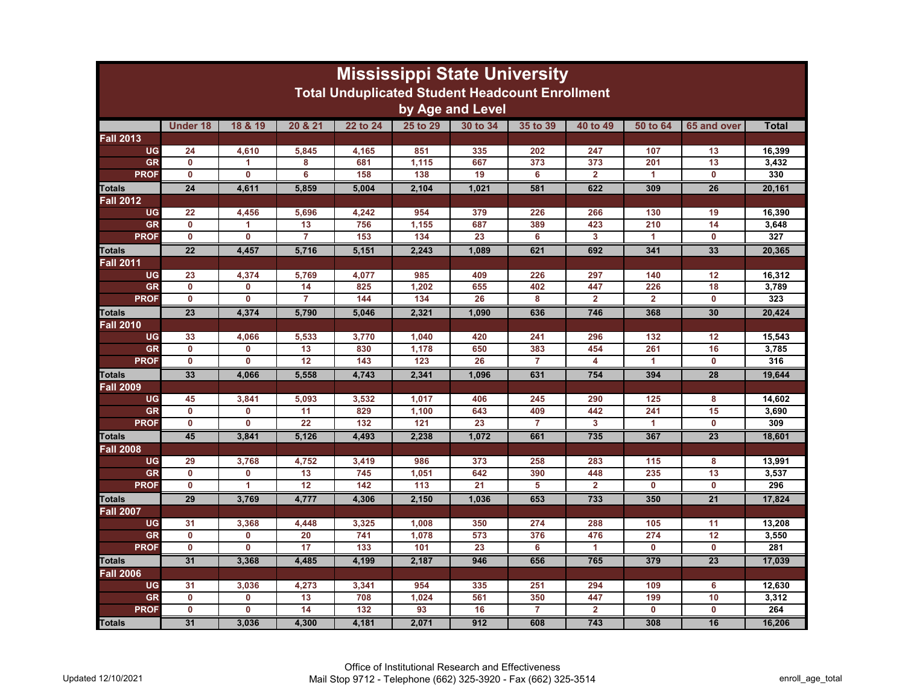# Mississippi State University

## Total Unduplicated Student Headcount Enrollment

### by Age and Level

| | Under 18 | 18 & 19 | 20 & 21 | 22 to 24 | 25 to 29 | 30 to 34 | 35 to 39 | 40 to 49 | 50 to 64 | 65 and over | Total |
|---|---|---|---|---|---|---|---|---|---|---|---|
| **Fall 2013** | | | | | | | | | | | |
| UG | 24 | 4,610 | 5,845 | 4,165 | 851 | 335 | 202 | 247 | 107 | 13 | 16,399 |
| GR | 0 | 1 | 8 | 681 | 1,115 | 667 | 373 | 373 | 201 | 13 | 3,432 |
| PROF | 0 | 0 | 6 | 158 | 138 | 19 | 6 | 2 | 1 | 0 | 330 |
| Totals | 24 | 4,611 | 5,859 | 5,004 | 2,104 | 1,021 | 581 | 622 | 309 | 26 | 20,161 |
| **Fall 2012** | | | | | | | | | | | |
| UG | 22 | 4,456 | 5,696 | 4,242 | 954 | 379 | 226 | 266 | 130 | 19 | 16,390 |
| GR | 0 | 1 | 13 | 756 | 1,155 | 687 | 389 | 423 | 210 | 14 | 3,648 |
| PROF | 0 | 0 | 7 | 153 | 134 | 23 | 6 | 3 | 1 | 0 | 327 |
| Totals | 22 | 4,457 | 5,716 | 5,151 | 2,243 | 1,089 | 621 | 692 | 341 | 33 | 20,365 |
| **Fall 2011** | | | | | | | | | | | |
| UG | 23 | 4,374 | 5,769 | 4,077 | 985 | 409 | 226 | 297 | 140 | 12 | 16,312 |
| GR | 0 | 0 | 14 | 825 | 1,202 | 655 | 402 | 447 | 226 | 18 | 3,789 |
| PROF | 0 | 0 | 7 | 144 | 134 | 26 | 8 | 2 | 2 | 0 | 323 |
| Totals | 23 | 4,374 | 5,790 | 5,046 | 2,321 | 1,090 | 636 | 746 | 368 | 30 | 20,424 |
| **Fall 2010** | | | | | | | | | | | |
| UG | 33 | 4,066 | 5,533 | 3,770 | 1,040 | 420 | 241 | 296 | 132 | 12 | 15,543 |
| GR | 0 | 0 | 13 | 830 | 1,178 | 650 | 383 | 454 | 261 | 16 | 3,785 |
| PROF | 0 | 0 | 12 | 143 | 123 | 26 | 7 | 4 | 1 | 0 | 316 |
| Totals | 33 | 4,066 | 5,558 | 4,743 | 2,341 | 1,096 | 631 | 754 | 394 | 28 | 19,644 |
| **Fall 2009** | | | | | | | | | | | |
| UG | 45 | 3,841 | 5,093 | 3,532 | 1,017 | 406 | 245 | 290 | 125 | 8 | 14,602 |
| GR | 0 | 0 | 11 | 829 | 1,100 | 643 | 409 | 442 | 241 | 15 | 3,690 |
| PROF | 0 | 0 | 22 | 132 | 121 | 23 | 7 | 3 | 1 | 0 | 309 |
| Totals | 45 | 3,841 | 5,126 | 4,493 | 2,238 | 1,072 | 661 | 735 | 367 | 23 | 18,601 |
| **Fall 2008** | | | | | | | | | | | |
| UG | 29 | 3,768 | 4,752 | 3,419 | 986 | 373 | 258 | 283 | 115 | 8 | 13,991 |
| GR | 0 | 0 | 13 | 745 | 1,051 | 642 | 390 | 448 | 235 | 13 | 3,537 |
| PROF | 0 | 1 | 12 | 142 | 113 | 21 | 5 | 2 | 0 | 0 | 296 |
| Totals | 29 | 3,769 | 4,777 | 4,306 | 2,150 | 1,036 | 653 | 733 | 350 | 21 | 17,824 |
| **Fall 2007** | | | | | | | | | | | |
| UG | 31 | 3,368 | 4,448 | 3,325 | 1,008 | 350 | 274 | 288 | 105 | 11 | 13,208 |
| GR | 0 | 0 | 20 | 741 | 1,078 | 573 | 376 | 476 | 274 | 12 | 3,550 |
| PROF | 0 | 0 | 17 | 133 | 101 | 23 | 6 | 1 | 0 | 0 | 281 |
| Totals | 31 | 3,368 | 4,485 | 4,199 | 2,187 | 946 | 656 | 765 | 379 | 23 | 17,039 |
| **Fall 2006** | | | | | | | | | | | |
| UG | 31 | 3,036 | 4,273 | 3,341 | 954 | 335 | 251 | 294 | 109 | 6 | 12,630 |
| GR | 0 | 0 | 13 | 708 | 1,024 | 561 | 350 | 447 | 199 | 10 | 3,312 |
| PROF | 0 | 0 | 14 | 132 | 93 | 16 | 7 | 2 | 0 | 0 | 264 |
| Totals | 31 | 3,036 | 4,300 | 4,181 | 2,071 | 912 | 608 | 743 | 308 | 16 | 16,206 |

Updated 12/10/2021

Office of Institutional Research and Effectiveness
Mail Stop 9712 - Telephone (662) 325-3920 - Fax (662) 325-3514

enroll_age_total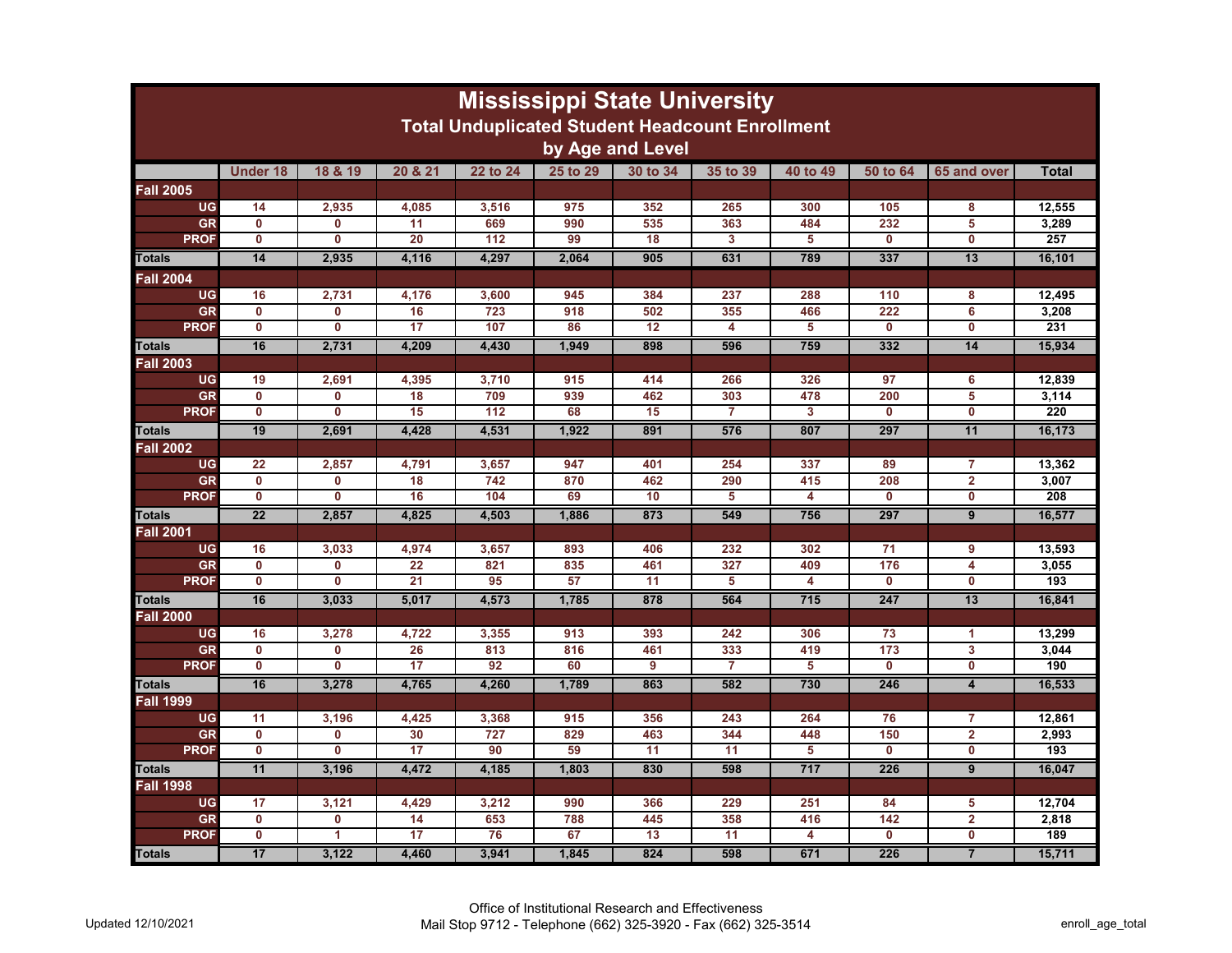# Mississippi State University

## Total Unduplicated Student Headcount Enrollment

### by Age and Level

| | Under 18 | 18 & 19 | 20 & 21 | 22 to 24 | 25 to 29 | 30 to 34 | 35 to 39 | 40 to 49 | 50 to 64 | 65 and over | Total |
|---|---|---|---|---|---|---|---|---|---|---|---|
| **Fall 2005** | | | | | | | | | | | |
| UG | 14 | 2,935 | 4,085 | 3,516 | 975 | 352 | 265 | 300 | 105 | 8 | 12,555 |
| GR | 0 | 0 | 11 | 669 | 990 | 535 | 363 | 484 | 232 | 5 | 3,289 |
| PROF | 0 | 0 | 20 | 112 | 99 | 18 | 3 | 5 | 0 | 0 | 257 |
| Totals | 14 | 2,935 | 4,116 | 4,297 | 2,064 | 905 | 631 | 789 | 337 | 13 | 16,101 |
| **Fall 2004** | | | | | | | | | | | |
| UG | 16 | 2,731 | 4,176 | 3,600 | 945 | 384 | 237 | 288 | 110 | 8 | 12,495 |
| GR | 0 | 0 | 16 | 723 | 918 | 502 | 355 | 466 | 222 | 6 | 3,208 |
| PROF | 0 | 0 | 17 | 107 | 86 | 12 | 4 | 5 | 0 | 0 | 231 |
| Totals | 16 | 2,731 | 4,209 | 4,430 | 1,949 | 898 | 596 | 759 | 332 | 14 | 15,934 |
| **Fall 2003** | | | | | | | | | | | |
| UG | 19 | 2,691 | 4,395 | 3,710 | 915 | 414 | 266 | 326 | 97 | 6 | 12,839 |
| GR | 0 | 0 | 18 | 709 | 939 | 462 | 303 | 478 | 200 | 5 | 3,114 |
| PROF | 0 | 0 | 15 | 112 | 68 | 15 | 7 | 3 | 0 | 0 | 220 |
| Totals | 19 | 2,691 | 4,428 | 4,531 | 1,922 | 891 | 576 | 807 | 297 | 11 | 16,173 |
| **Fall 2002** | | | | | | | | | | | |
| UG | 22 | 2,857 | 4,791 | 3,657 | 947 | 401 | 254 | 337 | 89 | 7 | 13,362 |
| GR | 0 | 0 | 18 | 742 | 870 | 462 | 290 | 415 | 208 | 2 | 3,007 |
| PROF | 0 | 0 | 16 | 104 | 69 | 10 | 5 | 4 | 0 | 0 | 208 |
| Totals | 22 | 2,857 | 4,825 | 4,503 | 1,886 | 873 | 549 | 756 | 297 | 9 | 16,577 |
| **Fall 2001** | | | | | | | | | | | |
| UG | 16 | 3,033 | 4,974 | 3,657 | 893 | 406 | 232 | 302 | 71 | 9 | 13,593 |
| GR | 0 | 0 | 22 | 821 | 835 | 461 | 327 | 409 | 176 | 4 | 3,055 |
| PROF | 0 | 0 | 21 | 95 | 57 | 11 | 5 | 4 | 0 | 0 | 193 |
| Totals | 16 | 3,033 | 5,017 | 4,573 | 1,785 | 878 | 564 | 715 | 247 | 13 | 16,841 |
| **Fall 2000** | | | | | | | | | | | |
| UG | 16 | 3,278 | 4,722 | 3,355 | 913 | 393 | 242 | 306 | 73 | 1 | 13,299 |
| GR | 0 | 0 | 26 | 813 | 816 | 461 | 333 | 419 | 173 | 3 | 3,044 |
| PROF | 0 | 0 | 17 | 92 | 60 | 9 | 7 | 5 | 0 | 0 | 190 |
| Totals | 16 | 3,278 | 4,765 | 4,260 | 1,789 | 863 | 582 | 730 | 246 | 4 | 16,533 |
| **Fall 1999** | | | | | | | | | | | |
| UG | 11 | 3,196 | 4,425 | 3,368 | 915 | 356 | 243 | 264 | 76 | 7 | 12,861 |
| GR | 0 | 0 | 30 | 727 | 829 | 463 | 344 | 448 | 150 | 2 | 2,993 |
| PROF | 0 | 0 | 17 | 90 | 59 | 11 | 11 | 5 | 0 | 0 | 193 |
| Totals | 11 | 3,196 | 4,472 | 4,185 | 1,803 | 830 | 598 | 717 | 226 | 9 | 16,047 |
| **Fall 1998** | | | | | | | | | | | |
| UG | 17 | 3,121 | 4,429 | 3,212 | 990 | 366 | 229 | 251 | 84 | 5 | 12,704 |
| GR | 0 | 0 | 14 | 653 | 788 | 445 | 358 | 416 | 142 | 2 | 2,818 |
| PROF | 0 | 1 | 17 | 76 | 67 | 13 | 11 | 4 | 0 | 0 | 189 |
| Totals | 17 | 3,122 | 4,460 | 3,941 | 1,845 | 824 | 598 | 671 | 226 | 7 | 15,711 |

Updated 12/10/2021

Office of Institutional Research and Effectiveness
Mail Stop 9712 - Telephone (662) 325-3920 - Fax (662) 325-3514

enroll_age_total